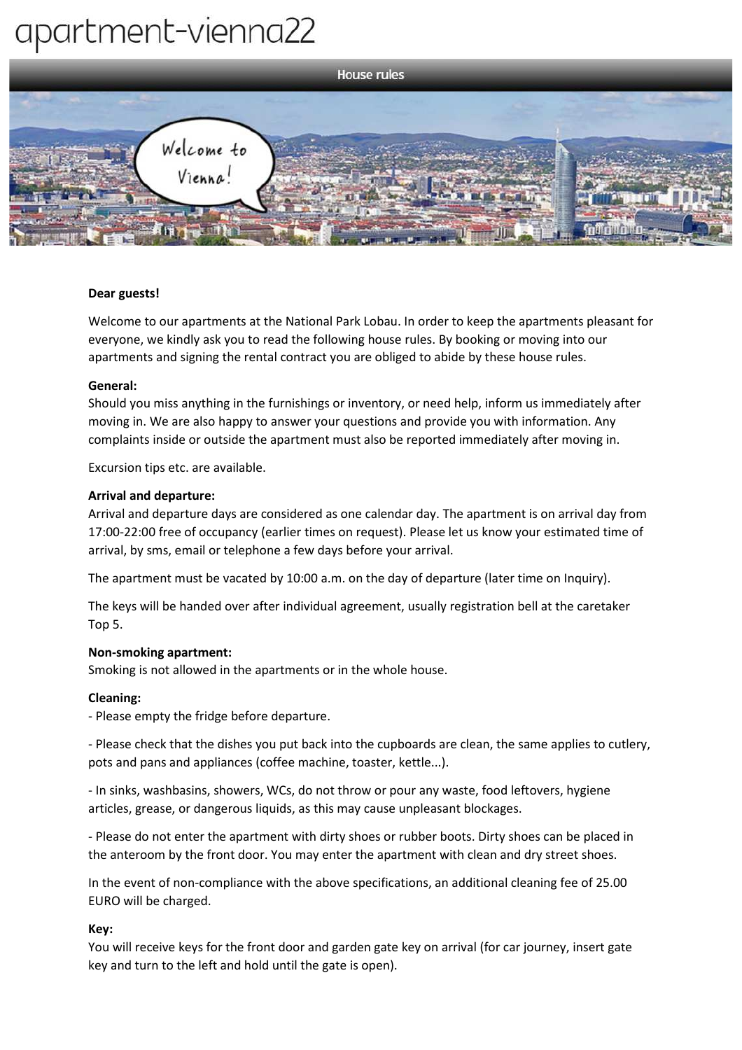# apartment-vienna22

## House rules

**Dear guests!**

Welcome to our apartments at the National Park Lobau. In order to keep the apartments pleasant for everyone, we kindly ask you to read the following house rules. By booking or moving into our apartments and signing the rental contract you are obliged to abide by these house rules.

**General:**
Should you miss anything in the furnishings or inventory, or need help, inform us immediately after moving in. We are also happy to answer your questions and provide you with information. Any complaints inside or outside the apartment must also be reported immediately after moving in.

Excursion tips etc. are available.

**Arrival and departure:**
Arrival and departure days are considered as one calendar day. The apartment is on arrival day from 17:00-22:00 free of occupancy (earlier times on request). Please let us know your estimated time of arrival, by sms, email or telephone a few days before your arrival.

The apartment must be vacated by 10:00 a.m. on the day of departure (later time on Inquiry).

The keys will be handed over after individual agreement, usually registration bell at the caretaker Top 5.

**Non-smoking apartment:**
Smoking is not allowed in the apartments or in the whole house.

**Cleaning:**

- Please empty the fridge before departure.

- Please check that the dishes you put back into the cupboards are clean, the same applies to cutlery, pots and pans and appliances (coffee machine, toaster, kettle...).

- In sinks, washbasins, showers, WCs, do not throw or pour any waste, food leftovers, hygiene articles, grease, or dangerous liquids, as this may cause unpleasant blockages.

- Please do not enter the apartment with dirty shoes or rubber boots. Dirty shoes can be placed in the anteroom by the front door. You may enter the apartment with clean and dry street shoes.

In the event of non-compliance with the above specifications, an additional cleaning fee of 25.00 EURO will be charged.

**Key:**
You will receive keys for the front door and garden gate key on arrival (for car journey, insert gate key and turn to the left and hold until the gate is open).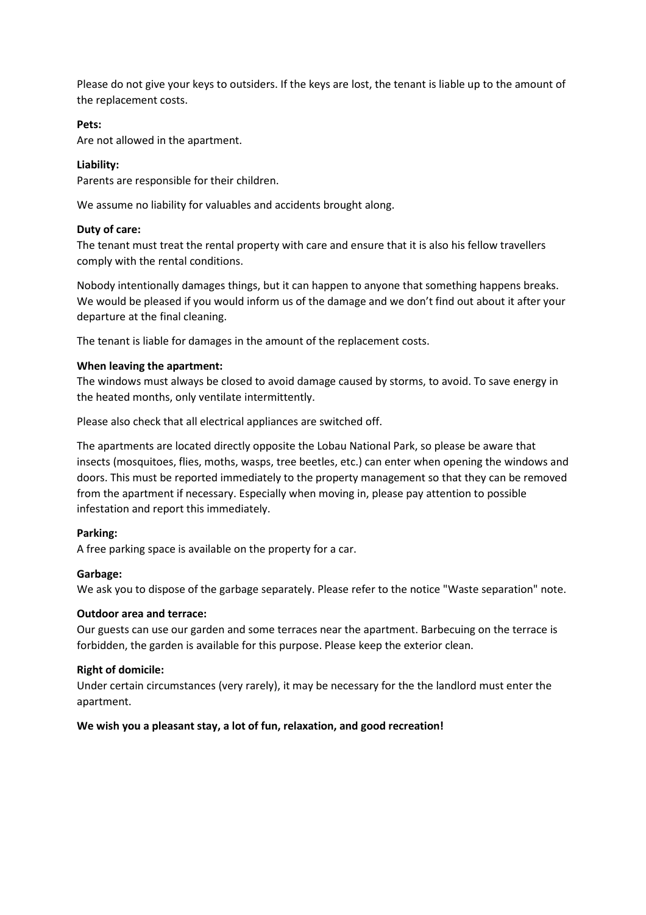Please do not give your keys to outsiders. If the keys are lost, the tenant is liable up to the amount of the replacement costs.

**Pets:**
Are not allowed in the apartment.

**Liability:**
Parents are responsible for their children.

We assume no liability for valuables and accidents brought along.

**Duty of care:**
The tenant must treat the rental property with care and ensure that it is also his fellow travellers comply with the rental conditions.

Nobody intentionally damages things, but it can happen to anyone that something happens breaks. We would be pleased if you would inform us of the damage and we don't find out about it after your departure at the final cleaning.

The tenant is liable for damages in the amount of the replacement costs.

**When leaving the apartment:**
The windows must always be closed to avoid damage caused by storms, to avoid. To save energy in the heated months, only ventilate intermittently.

Please also check that all electrical appliances are switched off.

The apartments are located directly opposite the Lobau National Park, so please be aware that insects (mosquitoes, flies, moths, wasps, tree beetles, etc.) can enter when opening the windows and doors. This must be reported immediately to the property management so that they can be removed from the apartment if necessary. Especially when moving in, please pay attention to possible infestation and report this immediately.

**Parking:**
A free parking space is available on the property for a car.

**Garbage:**
We ask you to dispose of the garbage separately. Please refer to the notice "Waste separation" note.

**Outdoor area and terrace:**
Our guests can use our garden and some terraces near the apartment. Barbecuing on the terrace is forbidden, the garden is available for this purpose. Please keep the exterior clean.

**Right of domicile:**
Under certain circumstances (very rarely), it may be necessary for the the landlord must enter the apartment.

**We wish you a pleasant stay, a lot of fun, relaxation, and good recreation!**